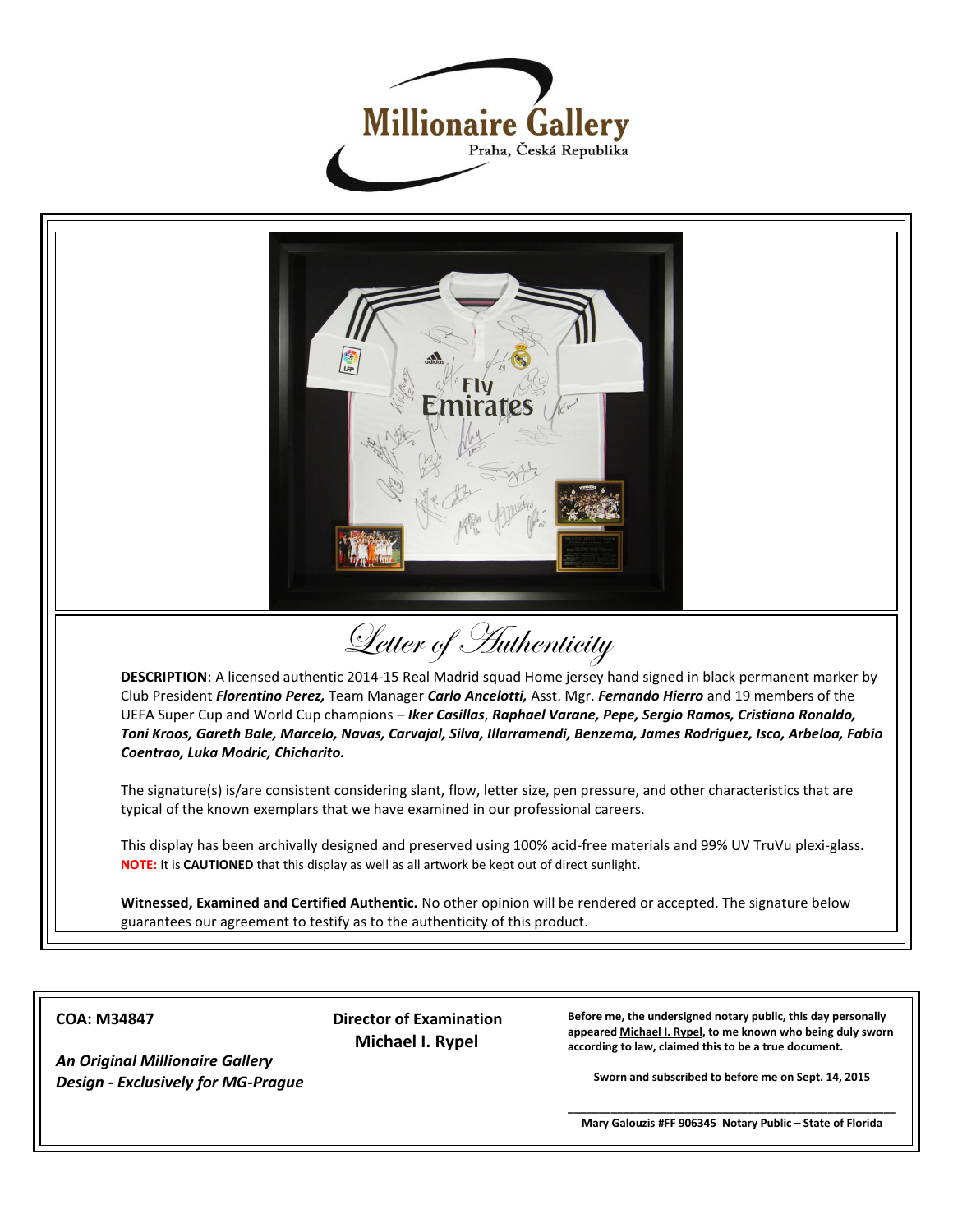# Millionaire Gallery

Praha, Česká Republika

## Letter of Authenticity

**DESCRIPTION**: A licensed authentic 2014-15 Real Madrid squad Home jersey hand signed in black permanent marker by Club President ***Florentino Perez,*** Team Manager ***Carlo Ancelotti,*** Asst. Mgr. ***Fernando Hierro*** and 19 members of the UEFA Super Cup and World Cup champions – ***Iker Casillas***, ***Raphael Varane, Pepe, Sergio Ramos, Cristiano Ronaldo, Toni Kroos, Gareth Bale, Marcelo, Navas, Carvajal, Silva, Illarramendi, Benzema, James Rodriguez, Isco, Arbeloa, Fabio Coentrao, Luka Modric, Chicharito.***

The signature(s) is/are consistent considering slant, flow, letter size, pen pressure, and other characteristics that are typical of the known exemplars that we have examined in our professional careers.

This display has been archivally designed and preserved using 100% acid-free materials and 99% UV TruVu plexi-glass**.**
**NOTE:** It is **CAUTIONED** that this display as well as all artwork be kept out of direct sunlight.

**Witnessed, Examined and Certified Authentic.** No other opinion will be rendered or accepted. The signature below guarantees our agreement to testify as to the authenticity of this product.

**COA: M34847**

***An Original Millionaire Gallery Design - Exclusively for MG-Prague***

**Director of Examination**
**Michael I. Rypel**

**Before me, the undersigned notary public, this day personally appeared Michael I. Rypel, to me known who being duly sworn according to law, claimed this to be a true document.**

**Sworn and subscribed to before me on Sept. 14, 2015**

**Mary Galouzis #FF 906345 Notary Public – State of Florida**